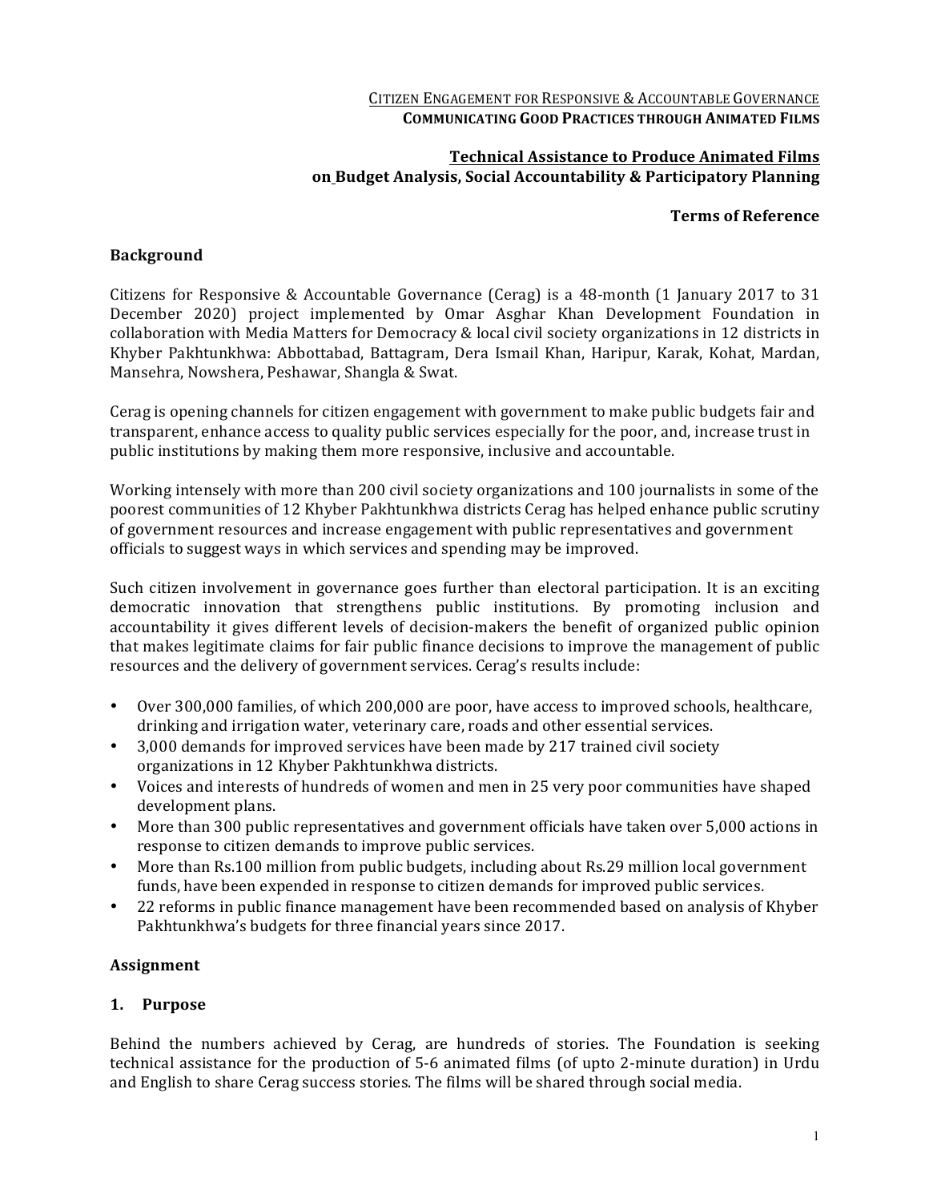Citizen Engagement for Responsive & Accountable Governance

**Communicating Good Practices through Animated Films**

**Technical Assistance to Produce Animated Films on Budget Analysis, Social Accountability & Participatory Planning**

**Terms of Reference**

## Background

Citizens for Responsive & Accountable Governance (Cerag) is a 48-month (1 January 2017 to 31 December 2020) project implemented by Omar Asghar Khan Development Foundation in collaboration with Media Matters for Democracy & local civil society organizations in 12 districts in Khyber Pakhtunkhwa: Abbottabad, Battagram, Dera Ismail Khan, Haripur, Karak, Kohat, Mardan, Mansehra, Nowshera, Peshawar, Shangla & Swat.

Cerag is opening channels for citizen engagement with government to make public budgets fair and transparent, enhance access to quality public services especially for the poor, and, increase trust in public institutions by making them more responsive, inclusive and accountable.

Working intensely with more than 200 civil society organizations and 100 journalists in some of the poorest communities of 12 Khyber Pakhtunkhwa districts Cerag has helped enhance public scrutiny of government resources and increase engagement with public representatives and government officials to suggest ways in which services and spending may be improved.

Such citizen involvement in governance goes further than electoral participation. It is an exciting democratic innovation that strengthens public institutions. By promoting inclusion and accountability it gives different levels of decision-makers the benefit of organized public opinion that makes legitimate claims for fair public finance decisions to improve the management of public resources and the delivery of government services. Cerag's results include:

- Over 300,000 families, of which 200,000 are poor, have access to improved schools, healthcare, drinking and irrigation water, veterinary care, roads and other essential services.
- 3,000 demands for improved services have been made by 217 trained civil society organizations in 12 Khyber Pakhtunkhwa districts.
- Voices and interests of hundreds of women and men in 25 very poor communities have shaped development plans.
- More than 300 public representatives and government officials have taken over 5,000 actions in response to citizen demands to improve public services.
- More than Rs.100 million from public budgets, including about Rs.29 million local government funds, have been expended in response to citizen demands for improved public services.
- 22 reforms in public finance management have been recommended based on analysis of Khyber Pakhtunkhwa's budgets for three financial years since 2017.

## Assignment

### 1. Purpose

Behind the numbers achieved by Cerag, are hundreds of stories. The Foundation is seeking technical assistance for the production of 5-6 animated films (of upto 2-minute duration) in Urdu and English to share Cerag success stories. The films will be shared through social media.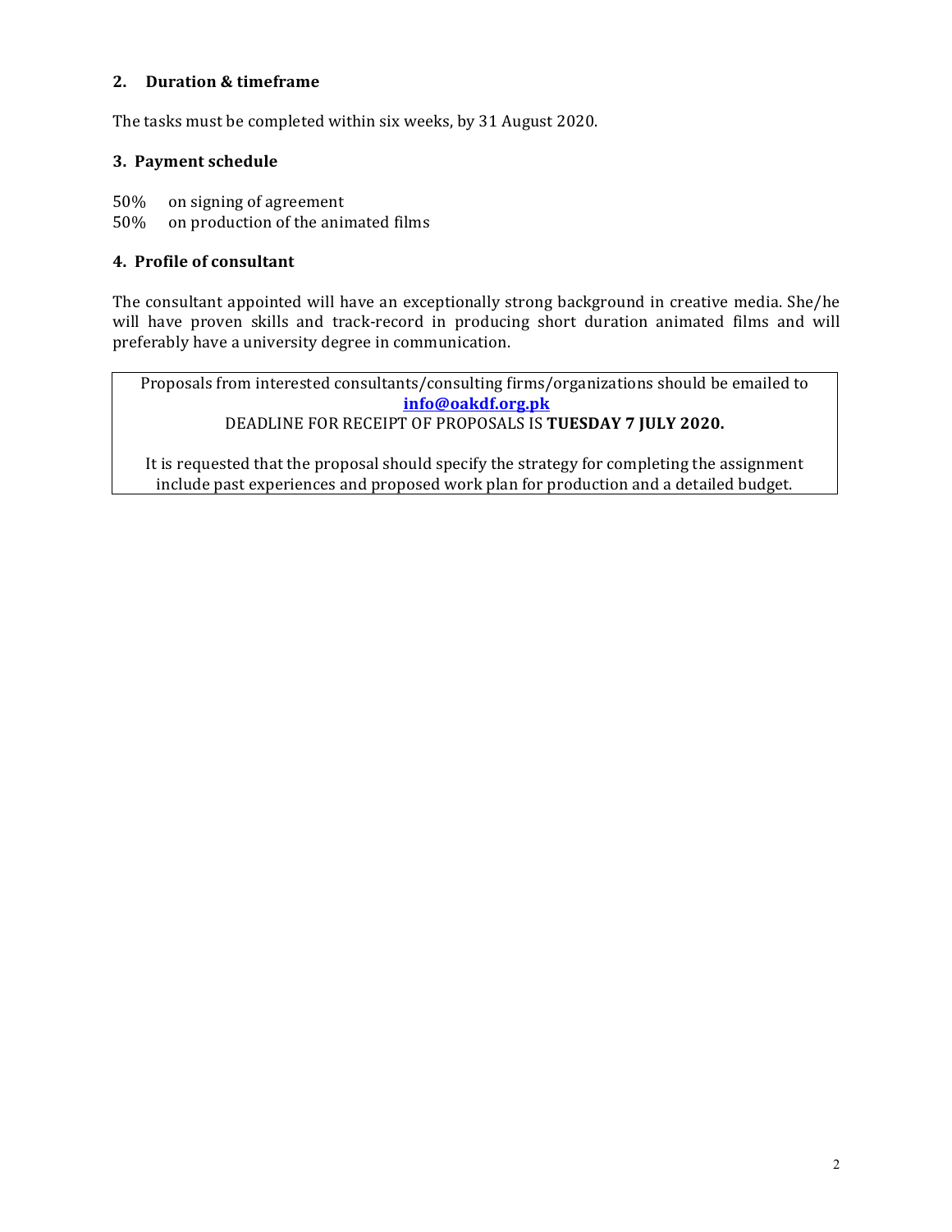## 2. Duration & timeframe

The tasks must be completed within six weeks, by 31 August 2020.

## 3. Payment schedule

50% on signing of agreement
50% on production of the animated films

## 4. Profile of consultant

The consultant appointed will have an exceptionally strong background in creative media. She/he will have proven skills and track-record in producing short duration animated films and will preferably have a university degree in communication.

Proposals from interested consultants/consulting firms/organizations should be emailed to **info@oakdf.org.pk**
DEADLINE FOR RECEIPT OF PROPOSALS IS **TUESDAY 7 JULY 2020.**

It is requested that the proposal should specify the strategy for completing the assignment include past experiences and proposed work plan for production and a detailed budget.